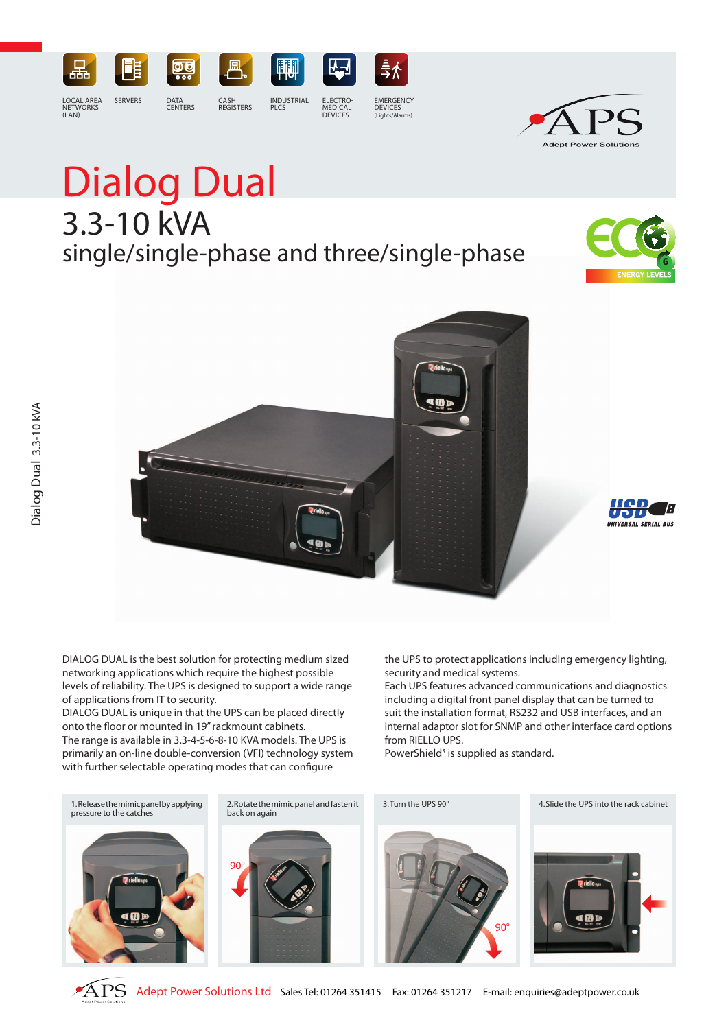LOCAL AREA NETWORKS (LAN) | SERVERS | DATA CENTERS | CASH REGISTERS | INDUSTRIAL PLCS | ELECTRO-MEDICAL DEVICES | EMERGENCY DEVICES (Lights/Alarms)

APS Adept Power Solutions

# Dialog Dual

## 3.3-10 kVA

### single/single-phase and three/single-phase

ECO 6 ENERGY LEVELS

USB UNIVERSAL SERIAL BUS

Dialog Dual 3.3-10 kVA

DIALOG DUAL is the best solution for protecting medium sized networking applications which require the highest possible levels of reliability. The UPS is designed to support a wide range of applications from IT to security.

DIALOG DUAL is unique in that the UPS can be placed directly onto the floor or mounted in 19" rackmount cabinets.

The range is available in 3.3-4-5-6-8-10 KVA models. The UPS is primarily an on-line double-conversion (VFI) technology system with further selectable operating modes that can configure the UPS to protect applications including emergency lighting, security and medical systems.

Each UPS features advanced communications and diagnostics including a digital front panel display that can be turned to suit the installation format, RS232 and USB interfaces, and an internal adaptor slot for SNMP and other interface card options from RIELLO UPS.

PowerShield³ is supplied as standard.

1. Release the mimic panel by applying pressure to the catches

2. Rotate the mimic panel and fasten it back on again

3. Turn the UPS 90°

4. Slide the UPS into the rack cabinet

Adept Power Solutions Ltd  Sales Tel: 01264 351415  Fax: 01264 351217  E-mail: enquiries@adeptpower.co.uk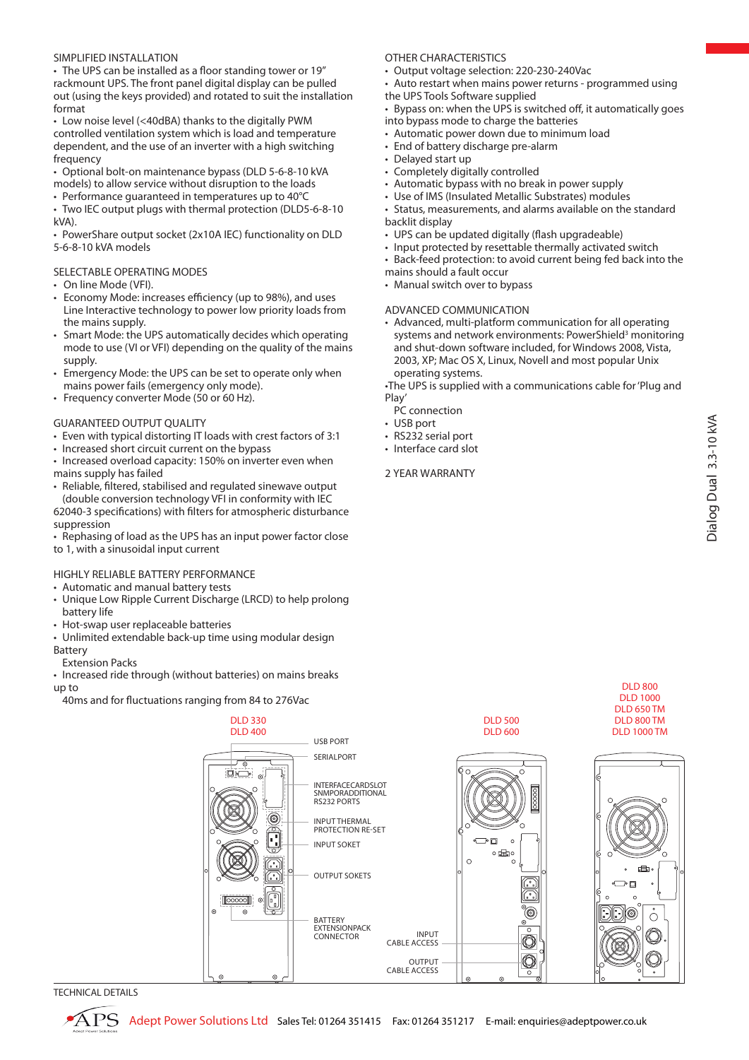## SIMPLIFIED INSTALLATION

- The UPS can be installed as a floor standing tower or 19" rackmount UPS. The front panel digital display can be pulled out (using the keys provided) and rotated to suit the installation format
- Low noise level (<40dBA) thanks to the digitally PWM controlled ventilation system which is load and temperature dependent, and the use of an inverter with a high switching frequency
- Optional bolt-on maintenance bypass (DLD 5-6-8-10 kVA models) to allow service without disruption to the loads
- Performance guaranteed in temperatures up to 40°C
- Two IEC output plugs with thermal protection (DLD5-6-8-10 kVA).
- PowerShare output socket (2x10A IEC) functionality on DLD 5-6-8-10 kVA models

## SELECTABLE OPERATING MODES

- On line Mode (VFI).
- Economy Mode: increases efficiency (up to 98%), and uses Line Interactive technology to power low priority loads from the mains supply.
- Smart Mode: the UPS automatically decides which operating mode to use (VI or VFI) depending on the quality of the mains supply.
- Emergency Mode: the UPS can be set to operate only when mains power fails (emergency only mode).
- Frequency converter Mode (50 or 60 Hz).

## GUARANTEED OUTPUT QUALITY

- Even with typical distorting IT loads with crest factors of 3:1
- Increased short circuit current on the bypass
- Increased overload capacity: 150% on inverter even when mains supply has failed
- Reliable, filtered, stabilised and regulated sinewave output (double conversion technology VFI in conformity with IEC 62040-3 specifications) with filters for atmospheric disturbance suppression
- Rephasing of load as the UPS has an input power factor close to 1, with a sinusoidal input current

## HIGHLY RELIABLE BATTERY PERFORMANCE

- Automatic and manual battery tests
- Unique Low Ripple Current Discharge (LRCD) to help prolong battery life
- Hot-swap user replaceable batteries
- Unlimited extendable back-up time using modular design Battery Extension Packs
- Increased ride through (without batteries) on mains breaks up to 40ms and for fluctuations ranging from 84 to 276Vac

## OTHER CHARACTERISTICS

- Output voltage selection: 220-230-240Vac
- Auto restart when mains power returns - programmed using the UPS Tools Software supplied
- Bypass on: when the UPS is switched off, it automatically goes into bypass mode to charge the batteries
- Automatic power down due to minimum load
- End of battery discharge pre-alarm
- Delayed start up
- Completely digitally controlled
- Automatic bypass with no break in power supply
- Use of IMS (Insulated Metallic Substrates) modules
- Status, measurements, and alarms available on the standard backlit display
- UPS can be updated digitally (flash upgradeable)
- Input protected by resettable thermally activated switch
- Back-feed protection: to avoid current being fed back into the mains should a fault occur
- Manual switch over to bypass

## ADVANCED COMMUNICATION

- Advanced, multi-platform communication for all operating systems and network environments: PowerShield[3] monitoring and shut-down software included, for Windows 2008, Vista, 2003, XP; Mac OS X, Linux, Novell and most popular Unix operating systems.
- The UPS is supplied with a communications cable for 'Plug and Play' PC connection
- USB port
- RS232 serial port
- Interface card slot

## 2 YEAR WARRANTY

DLD 330
DLD 400

USB PORT
SERIALPORT
INTERFACECARDSLOT SNMPORADDITIONAL RS232 PORTS
INPUT THERMAL PROTECTION RE-SET
INPUT SOKET
OUTPUT SOKETS
BATTERY EXTENSIONPACK CONNECTOR

DLD 500
DLD 600

INPUT CABLE ACCESS
OUTPUT CABLE ACCESS

DLD 800
DLD 1000
DLD 650 TM
DLD 800 TM
DLD 1000 TM

## TECHNICAL DETAILS

Adept Power Solutions Ltd Sales Tel: 01264 351415 Fax: 01264 351217 E-mail: enquiries@adeptpower.co.uk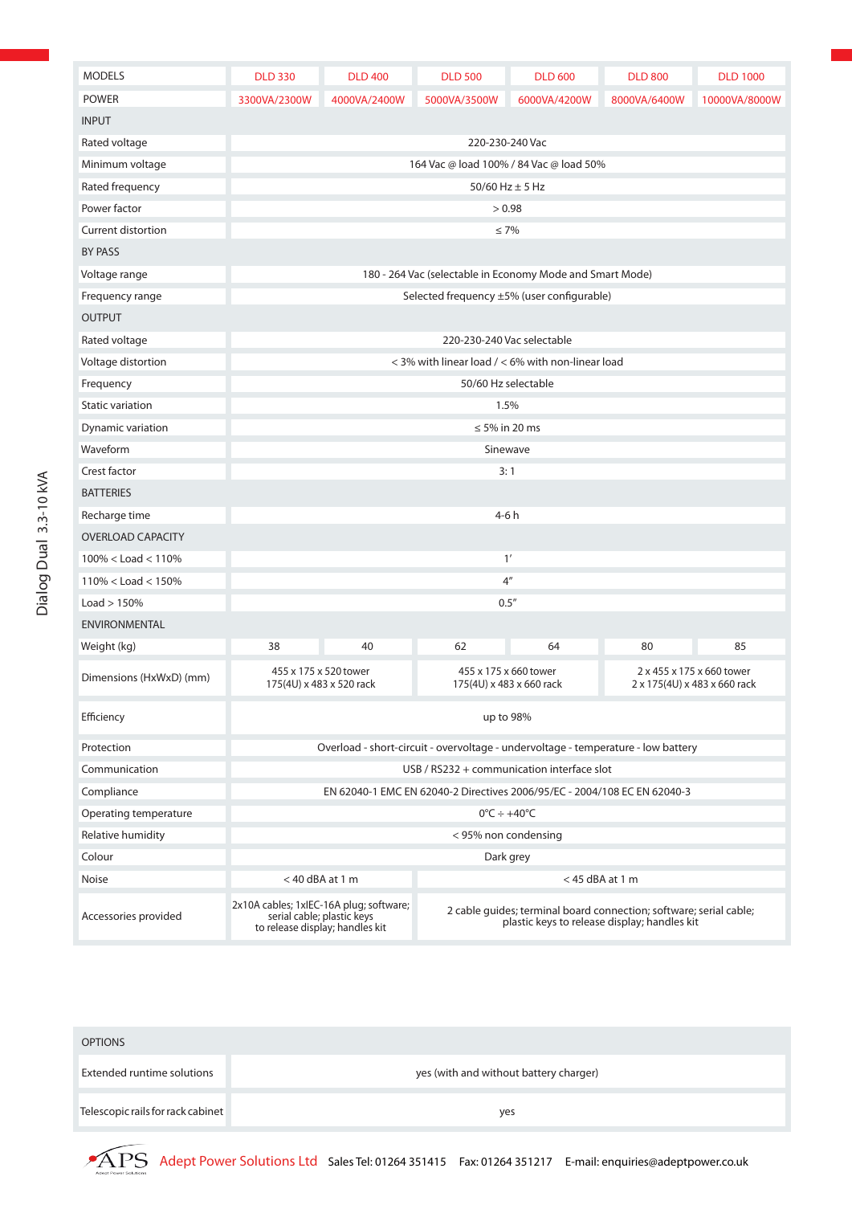| MODELS | DLD 330 | DLD 400 | DLD 500 | DLD 600 | DLD 800 | DLD 1000 |
|---|---|---|---|---|---|---|
| POWER | 3300VA/2300W | 4000VA/2400W | 5000VA/3500W | 6000VA/4200W | 8000VA/6400W | 10000VA/8000W |
| INPUT | | | | | | |
| Rated voltage | 220-230-240 Vac | | | | | |
| Minimum voltage | 164 Vac @ load 100% / 84 Vac @ load 50% | | | | | |
| Rated frequency | 50/60 Hz ± 5 Hz | | | | | |
| Power factor | > 0.98 | | | | | |
| Current distortion | ≤ 7% | | | | | |
| BY PASS | | | | | | |
| Voltage range | 180 - 264 Vac (selectable in Economy Mode and Smart Mode) | | | | | |
| Frequency range | Selected frequency ±5% (user configurable) | | | | | |
| OUTPUT | | | | | | |
| Rated voltage | 220-230-240 Vac selectable | | | | | |
| Voltage distortion | < 3% with linear load / < 6% with non-linear load | | | | | |
| Frequency | 50/60 Hz selectable | | | | | |
| Static variation | 1.5% | | | | | |
| Dynamic variation | ≤ 5% in 20 ms | | | | | |
| Waveform | Sinewave | | | | | |
| Crest factor | 3: 1 | | | | | |
| BATTERIES | | | | | | |
| Recharge time | 4-6 h | | | | | |
| OVERLOAD CAPACITY | | | | | | |
| 100% < Load < 110% | 1′ | | | | | |
| 110% < Load < 150% | 4″ | | | | | |
| Load > 150% | 0.5″ | | | | | |
| ENVIRONMENTAL | | | | | | |
| Weight (kg) | 38 | 40 | 62 | 64 | 80 | 85 |
| Dimensions (HxWxD) (mm) | 455 x 175 x 520 tower<br>175(4U) x 483 x 520 rack | | 455 x 175 x 660 tower<br>175(4U) x 483 x 660 rack | | 2 x 455 x 175 x 660 tower<br>2 x 175(4U) x 483 x 660 rack | |
| Efficiency | up to 98% | | | | | |
| Protection | Overload - short-circuit - overvoltage - undervoltage - temperature - low battery | | | | | |
| Communication | USB / RS232 + communication interface slot | | | | | |
| Compliance | EN 62040-1 EMC EN 62040-2 Directives 2006/95/EC - 2004/108 EC EN 62040-3 | | | | | |
| Operating temperature | 0°C ÷ +40°C | | | | | |
| Relative humidity | < 95% non condensing | | | | | |
| Colour | Dark grey | | | | | |
| Noise | < 40 dBA at 1 m | | < 45 dBA at 1 m | | | |
| Accessories provided | 2x10A cables; 1xIEC-16A plug; software; serial cable; plastic keys to release display; handles kit | | 2 cable guides; terminal board connection; software; serial cable; plastic keys to release display; handles kit | | | |

| OPTIONS | |
|---|---|
| Extended runtime solutions | yes (with and without battery charger) |
| Telescopic rails for rack cabinet | yes |

Dialog Dual 3.3-10 kVA

APS Adept Power Solutions Ltd Sales Tel: 01264 351415 Fax: 01264 351217 E-mail: enquiries@adeptpower.co.uk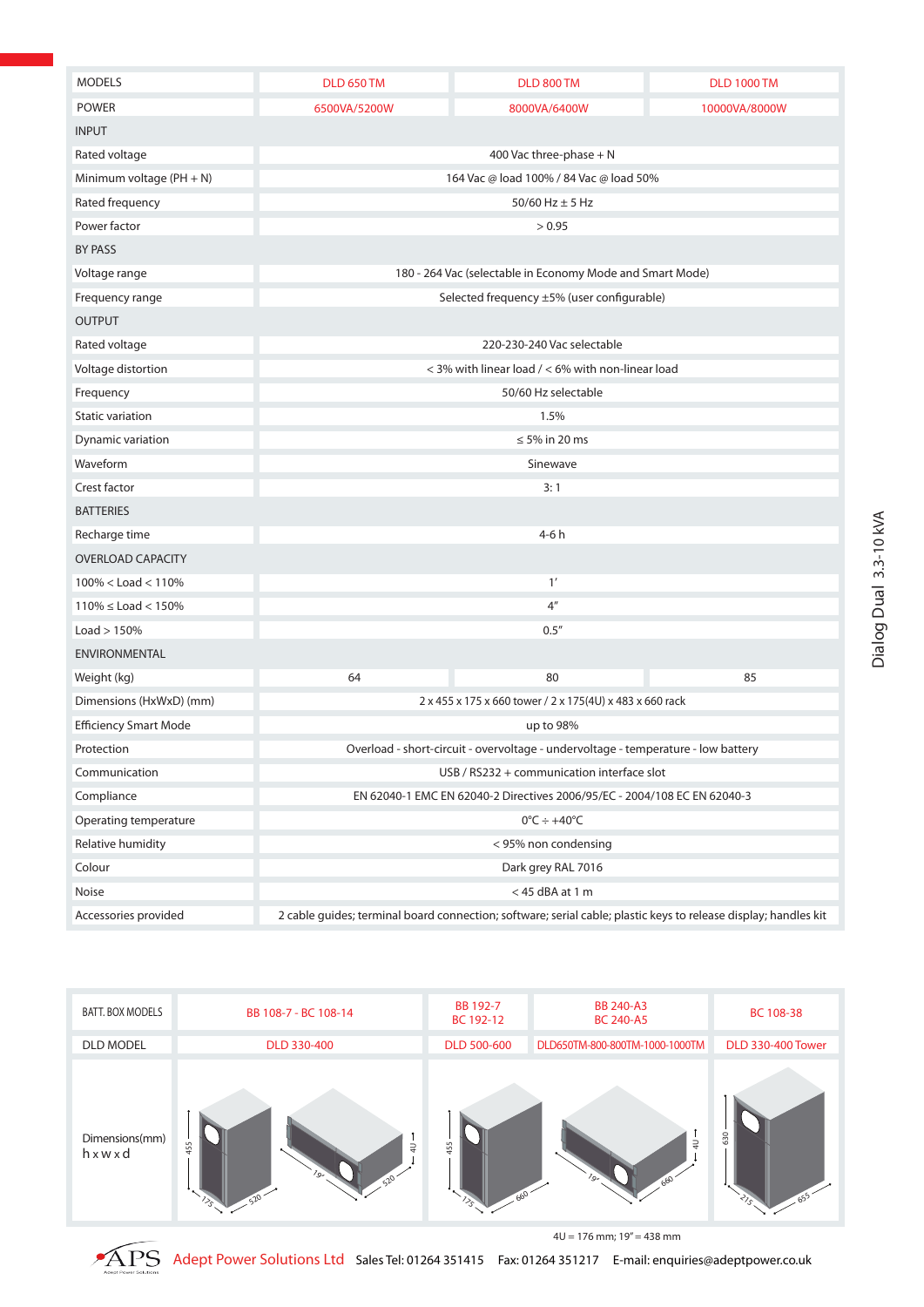| MODELS | DLD 650 TM | DLD 800 TM | DLD 1000 TM |
|---|---|---|---|
| POWER | 6500VA/5200W | 8000VA/6400W | 10000VA/8000W |
| INPUT | | | |
| Rated voltage | 400 Vac three-phase + N | | |
| Minimum voltage (PH + N) | 164 Vac @ load 100% / 84 Vac @ load 50% | | |
| Rated frequency | 50/60 Hz ± 5 Hz | | |
| Power factor | > 0.95 | | |
| BY PASS | | | |
| Voltage range | 180 - 264 Vac (selectable in Economy Mode and Smart Mode) | | |
| Frequency range | Selected frequency ±5% (user configurable) | | |
| OUTPUT | | | |
| Rated voltage | 220-230-240 Vac selectable | | |
| Voltage distortion | < 3% with linear load / < 6% with non-linear load | | |
| Frequency | 50/60 Hz selectable | | |
| Static variation | 1.5% | | |
| Dynamic variation | ≤ 5% in 20 ms | | |
| Waveform | Sinewave | | |
| Crest factor | 3: 1 | | |
| BATTERIES | | | |
| Recharge time | 4-6 h | | |
| OVERLOAD CAPACITY | | | |
| 100% < Load < 110% | 1′ | | |
| 110% ≤ Load < 150% | 4″ | | |
| Load > 150% | 0.5″ | | |
| ENVIRONMENTAL | | | |
| Weight (kg) | 64 | 80 | 85 |
| Dimensions (HxWxD) (mm) | 2 x 455 x 175 x 660 tower / 2 x 175(4U) x 483 x 660 rack | | |
| Efficiency Smart Mode | up to 98% | | |
| Protection | Overload - short-circuit - overvoltage - undervoltage - temperature - low battery | | |
| Communication | USB / RS232 + communication interface slot | | |
| Compliance | EN 62040-1 EMC EN 62040-2 Directives 2006/95/EC - 2004/108 EC EN 62040-3 | | |
| Operating temperature | 0°C ÷ +40°C | | |
| Relative humidity | < 95% non condensing | | |
| Colour | Dark grey RAL 7016 | | |
| Noise | < 45 dBA at 1 m | | |
| Accessories provided | 2 cable guides; terminal board connection; software; serial cable; plastic keys to release display; handles kit | | |

| BATT. BOX MODELS | BB 108-7 - BC 108-14 | BB 192-7<br>BC 192-12 | BB 240-A3<br>BC 240-A5 | BC 108-38 |
|---|---|---|---|---|
| DLD MODEL | DLD 330-400 | DLD 500-600 | DLD650TM-800-800TM-1000-1000TM | DLD 330-400 Tower |
| Dimensions(mm)<br>h x w x d | 455, 175, 520 / 4U, 19", 520 | 455, 175, 660 | 4U, 19", 660 | 630, 215, 655 |

4U = 176 mm; 19" = 438 mm

Adept Power Solutions Ltd Sales Tel: 01264 351415 Fax: 01264 351217 E-mail: enquiries@adeptpower.co.uk